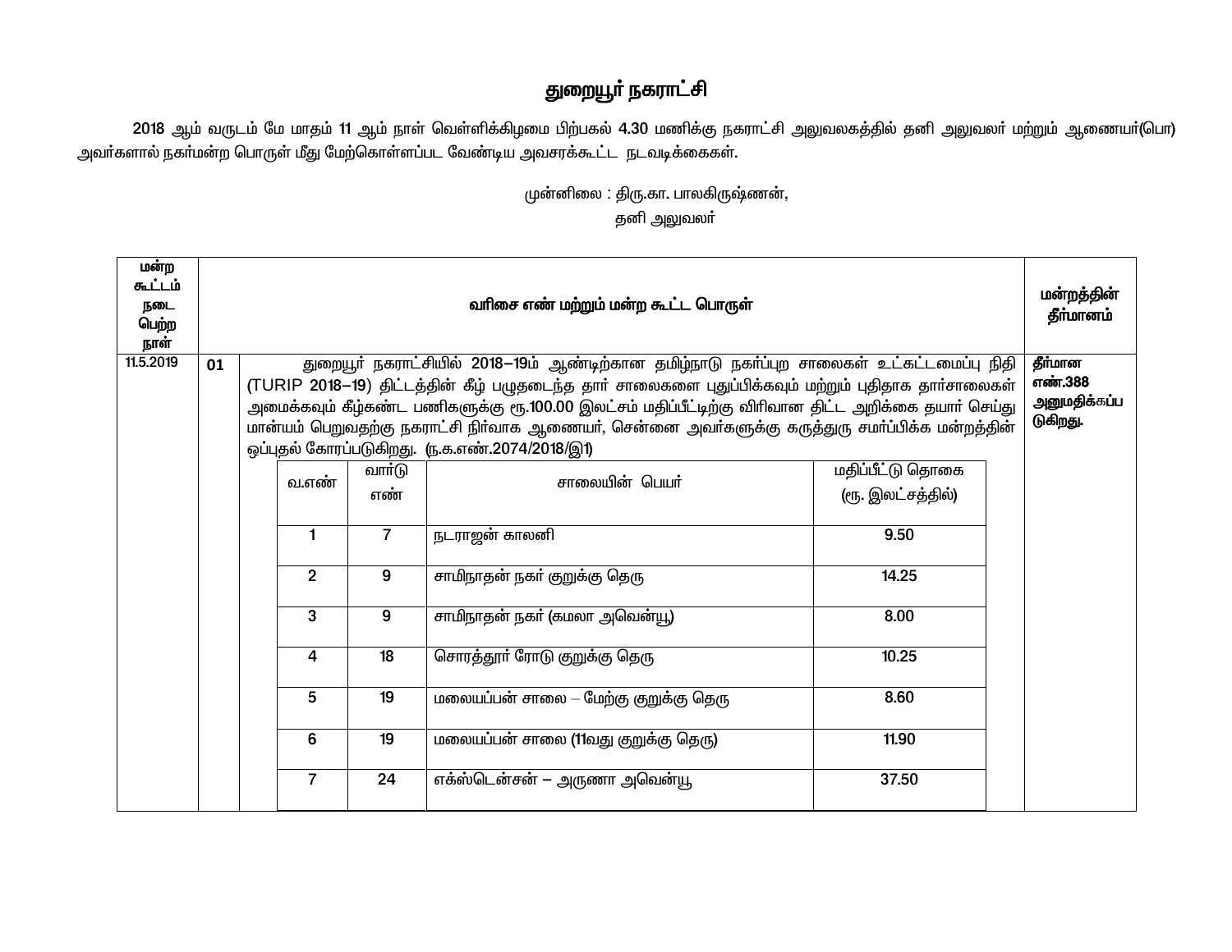# துறையூர் நகராட்சி

2018 ஆம் வருடம் மே மாதம் 11 ஆம் நாள் வெள்ளிக்கிழமை பிற்பகல் 4.30 மணிக்கு நகராட்சி அலுவலகத்தில் தனி அலுவலர் மற்றும் ஆணையர்(பொ) அவர்களால் நகர்மன்ற பொருள் மீது மேற்கொள்ளப்பட வேண்டிய அவசரக்கூட்ட நடவடிக்கைகள்.

முன்னிலை : திரு.கா. பாலகிருஷ்ணன்,
தனி அலுவலர்

| மன்ற கூட்டம் நடை பெற்ற நாள் | வரிசை எண் மற்றும் மன்ற கூட்ட பொருள் | | மன்றத்தின் தீர்மானம் |
|---|---|---|---|
| 11.5.2019 | 01 | துறையூர் நகராட்சியில் 2018–19ம் ஆண்டிற்கான தமிழ்நாடு நகர்ப்புற சாலைகள் உட்கட்டமைப்பு நிதி (TURIP 2018–19) திட்டத்தின் கீழ் பழுதடைந்த தார் சாலைகளை புதுப்பிக்கவும் மற்றும் புதிதாக தார்சாலைகள் அமைக்கவும் கீழ்கண்ட பணிகளுக்கு ரூ.100.00 இலட்சம் மதிப்பீட்டிற்கு விரிவான திட்ட அறிக்கை தயார் செய்து மான்யம் பெறுவதற்கு நகராட்சி நிர்வாக ஆணையர், சென்னை அவர்களுக்கு கருத்துரு சமர்ப்பிக்க மன்றத்தின் ஒப்புதல் கோரப்படுகிறது. (ந.க.எண்.2074/2018/இ1) | தீர்மான எண்.388 அனுமதிக்கப்படுகிறது. |

| வ.எண் | வார்டு எண் | சாலையின் பெயர் | மதிப்பீட்டு தொகை (ரூ. இலட்சத்தில்) |
|---|---|---|---|
| 1 | 7 | நடராஜன் காலனி | 9.50 |
| 2 | 9 | சாமிநாதன் நகர் குறுக்கு தெரு | 14.25 |
| 3 | 9 | சாமிநாதன் நகர் (கமலா அவென்யூ) | 8.00 |
| 4 | 18 | சொரத்தூர் ரோடு குறுக்கு தெரு | 10.25 |
| 5 | 19 | மலையப்பன் சாலை – மேற்கு குறுக்கு தெரு | 8.60 |
| 6 | 19 | மலையப்பன் சாலை (11வது குறுக்கு தெரு) | 11.90 |
| 7 | 24 | எக்ஸ்டென்சன் – அருணா அவென்யூ | 37.50 |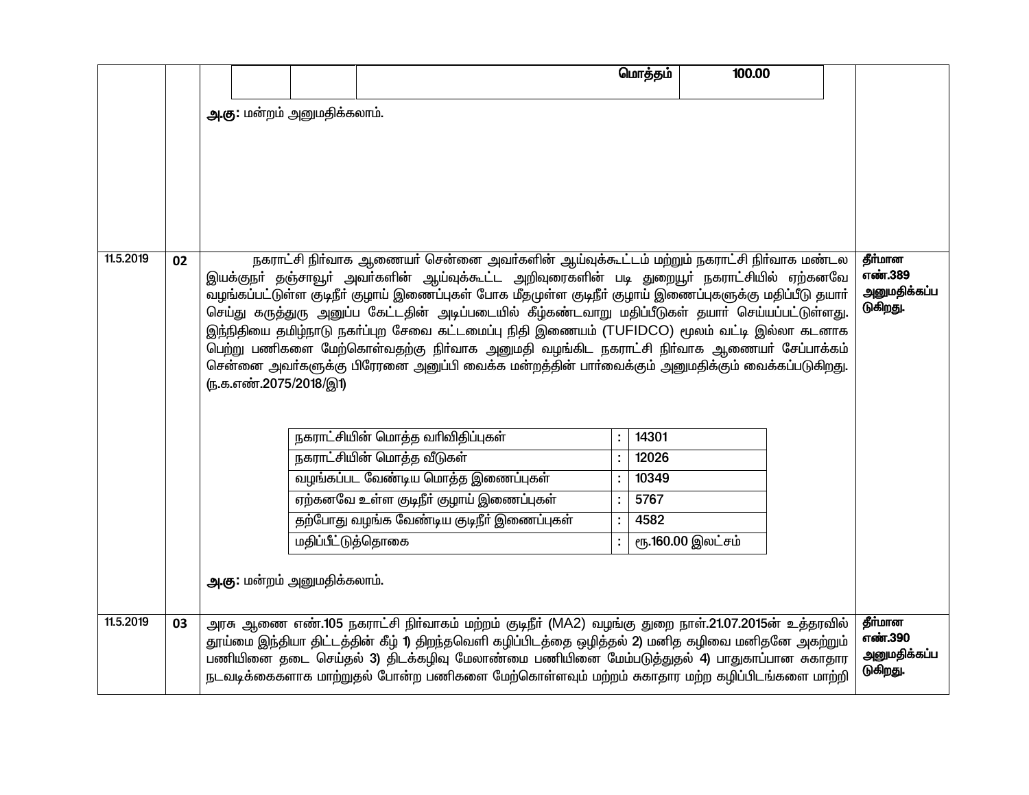| | | | |
|---|---|---|---|
| | | மொத்தம் 100.00<br><br>**அ.கு:** மன்றம் அனுமதிக்கலாம். | |
| 11.5.2019 | 02 | நகராட்சி நிர்வாக ஆணையர் சென்னை அவர்களின் ஆய்வுக்கூட்டம் மற்றும் நகராட்சி நிர்வாக மண்டல இயக்குநர் தஞ்சாவூர் அவர்களின் ஆய்வுக்கூட்ட அறிவுரைகளின் படி துறையூர் நகராட்சியில் ஏற்கனவே வழங்கப்பட்டுள்ள குடிநீர் குழாய் இணைப்புகள் போக மீதமுள்ள குடிநீர் குழாய் இணைப்புகளுக்கு மதிப்பீடு தயார் செய்து கருத்துரு அனுப்ப கேட்டதின் அடிப்படையில் கீழ்கண்டவாறு மதிப்பீடுகள் தயார் செய்யப்பட்டுள்ளது. இந்நிதியை தமிழ்நாடு நகர்ப்புற சேவை கட்டமைப்பு நிதி இணையம் (TUFIDCO) மூலம் வட்டி இல்லா கடனாக பெற்று பணிகளை மேற்கொள்வதற்கு நிர்வாக அனுமதி வழங்கிட நகராட்சி நிர்வாக ஆணையர் சேப்பாக்கம் சென்னை அவர்களுக்கு பிரேரனை அனுப்பி வைக்க மன்றத்தின் பார்வைக்கும் அனுமதிக்கும் வைக்கப்படுகிறது. (ந.க.எண்.2075/2018/இ1)<br><br>நகராட்சியின் மொத்த வரிவிதிப்புகள் : 14301<br>நகராட்சியின் மொத்த வீடுகள் : 12026<br>வழங்கப்பட வேண்டிய மொத்த இணைப்புகள் : 10349<br>ஏற்கனவே உள்ள குடிநீர் குழாய் இணைப்புகள் : 5767<br>தற்போது வழங்க வேண்டிய குடிநீர் இணைப்புகள் : 4582<br>மதிப்பீட்டுத்தொகை : ரூ.160.00 இலட்சம்<br><br>**அ.கு:** மன்றம் அனுமதிக்கலாம். | **தீர்மான எண்.389 அனுமதிக்கப்படுகிறது.** |
| 11.5.2019 | 03 | அரசு ஆணை எண்.105 நகராட்சி நிர்வாகம் மற்றும் குடிநீர் (MA2) வழங்கு துறை நாள்.21.07.2015ன் உத்தரவில் தூய்மை இந்தியா திட்டத்தின் கீழ் 1) திறந்தவெளி கழிப்பிடத்தை ஒழித்தல் 2) மனித கழிவை மனிதனே அகற்றும் பணியினை தடை செய்தல் 3) திடக்கழிவு மேலாண்மை பணியினை மேம்படுத்துதல் 4) பாதுகாப்பான சுகாதார நடவடிக்கைகளாக மாற்றுதல் போன்ற பணிகளை மேற்கொள்ளவும் மற்றும் சுகாதார மற்ற கழிப்பிடங்களை மாற்றி | **தீர்மான எண்.390 அனுமதிக்கப்படுகிறது.** |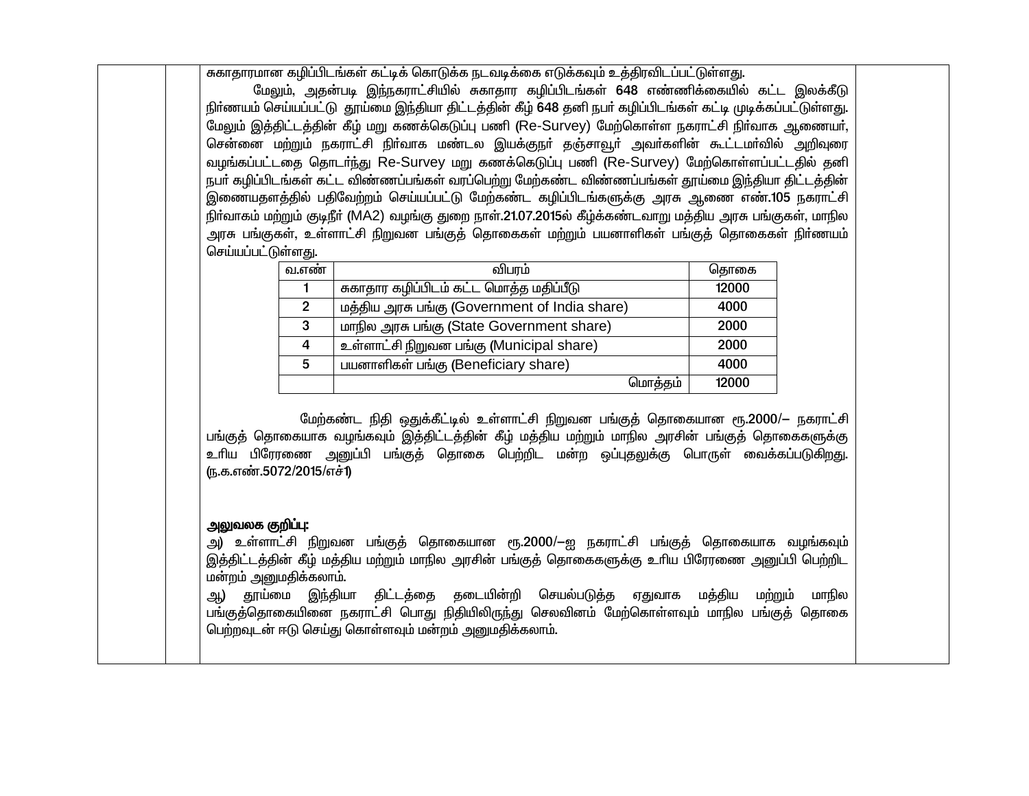சுகாதாரமான கழிப்பிடங்கள் கட்டிக் கொடுக்க நடவடிக்கை எடுக்கவும் உத்திரவிடப்பட்டுள்ளது.

மேலும், அதன்படி இந்நகராட்சியில் சுகாதார கழிப்பிடங்கள் 648 எண்ணிக்கையில் கட்ட இலக்கீடு நிர்ணயம் செய்யப்பட்டு தூய்மை இந்தியா திட்டத்தின் கீழ் 648 தனி நபர் கழிப்பிடங்கள் கட்டி முடிக்கப்பட்டுள்ளது. மேலும் இத்திட்டத்தின் கீழ் மறு கணக்கெடுப்பு பணி (Re-Survey) மேற்கொள்ள நகராட்சி நிர்வாக ஆணையர், சென்னை மற்றும் நகராட்சி நிர்வாக மண்டல இயக்குநர் தஞ்சாவூர் அவர்களின் கூட்டமர்வில் அறிவுரை வழங்கப்பட்டதை தொடர்ந்து Re-Survey மறு கணக்கெடுப்பு பணி (Re-Survey) மேற்கொள்ளப்பட்டதில் தனி நபர் கழிப்பிடங்கள் கட்ட விண்ணப்பங்கள் வரப்பெற்று மேற்கண்ட விண்ணப்பங்கள் தூய்மை இந்தியா திட்டத்தின் இணையதளத்தில் பதிவேற்றம் செய்யப்பட்டு மேற்கண்ட கழிப்பிடங்களுக்கு அரசு ஆணை எண்.105 நகராட்சி நிர்வாகம் மற்றும் குடிநீர் (MA2) வழங்கு துறை நாள்.21.07.2015ல் கீழ்க்கண்டவாறு மத்திய அரசு பங்குகள், மாநில அரசு பங்குகள், உள்ளாட்சி நிறுவன பங்குத் தொகைகள் மற்றும் பயனாளிகள் பங்குத் தொகைகள் நிர்ணயம் செய்யப்பட்டுள்ளது.

| வ.எண் | விபரம் | தொகை |
|---|---|---|
| 1 | சுகாதார கழிப்பிடம் கட்ட மொத்த மதிப்பீடு | 12000 |
| 2 | மத்திய அரசு பங்கு (Government of India share) | 4000 |
| 3 | மாநில அரசு பங்கு (State Government share) | 2000 |
| 4 | உள்ளாட்சி நிறுவன பங்கு (Municipal share) | 2000 |
| 5 | பயனாளிகள் பங்கு (Beneficiary share) | 4000 |
| | மொத்தம் | 12000 |

மேற்கண்ட நிதி ஒதுக்கீட்டில் உள்ளாட்சி நிறுவன பங்குத் தொகையான ரூ.2000/– நகராட்சி பங்குத் தொகையாக வழங்கவும் இத்திட்டத்தின் கீழ் மத்திய மற்றும் மாநில அரசின் பங்குத் தொகைகளுக்கு உரிய பிரேரணை அனுப்பி பங்குத் தொகை பெற்றிட மன்ற ஒப்புதலுக்கு பொருள் வைக்கப்படுகிறது. (ந.க.எண்.5072/2015/எச்1)

**அலுவலக குறிப்பு:**

அ) உள்ளாட்சி நிறுவன பங்குத் தொகையான ரூ.2000/–ஐ நகராட்சி பங்குத் தொகையாக வழங்கவும் இத்திட்டத்தின் கீழ் மத்திய மற்றும் மாநில அரசின் பங்குத் தொகைகளுக்கு உரிய பிரேரணை அனுப்பி பெற்றிட மன்றம் அனுமதிக்கலாம்.

ஆ) தூய்மை இந்தியா திட்டத்தை தடையின்றி செயல்படுத்த ஏதுவாக மத்திய மற்றும் மாநில பங்குத்தொகையினை நகராட்சி பொது நிதியிலிருந்து செலவினம் மேற்கொள்ளவும் மாநில பங்குத் தொகை பெற்றவுடன் ஈடு செய்து கொள்ளவும் மன்றம் அனுமதிக்கலாம்.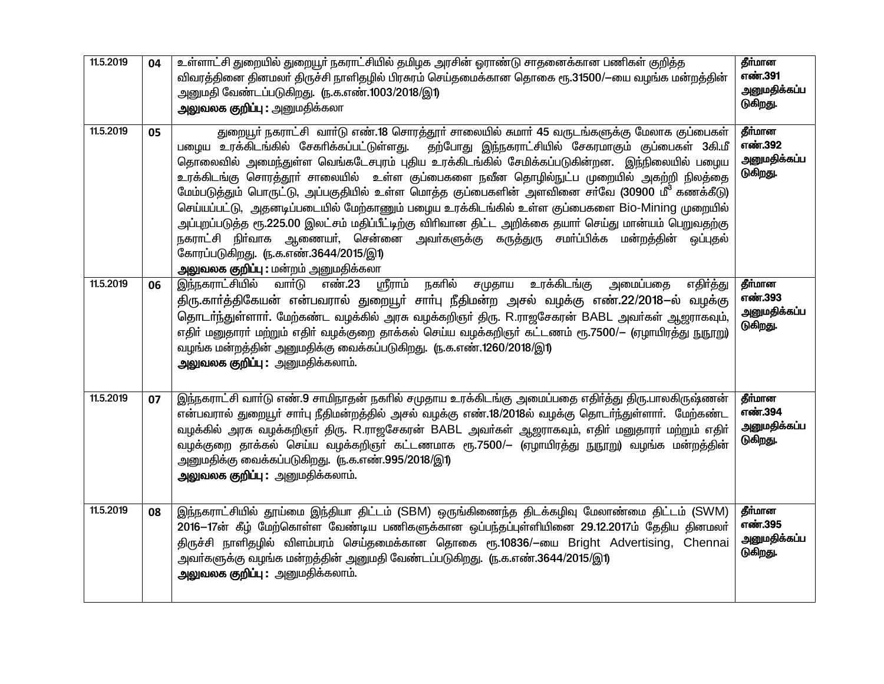| 11.5.2019 | 04 | உள்ளாட்சி துறையில் துறையூர் நகராட்சியில் தமிழக அரசின் ஓராண்டு சாதனைக்கான பணிகள் குறித்த விவரத்தினை தினமலர் திருச்சி நாளிதழில் பிரசுரம் செய்தமைக்கான தொகை ரூ.31500/—யை வழங்க மன்றத்தின் அனுமதி வேண்டப்படுகிறது. (ந.க.எண்.1003/2018/இ1)<br>**அலுவலக குறிப்பு :** அனுமதிக்கலா | **தீர்மான எண்.391 அனுமதிக்கப்படுகிறது.** |
|---|---|---|---|
| 11.5.2019 | 05 | துறையூர் நகராட்சி வார்டு எண்.18 சொரத்தூர் சாலையில் சுமார் 45 வருடங்களுக்கு மேலாக குப்பைகள் பழைய உரக்கிடங்கில் சேகரிக்கப்பட்டுள்ளது. தற்போது இந்நகராட்சியில் சேகரமாகும் குப்பைகள் 3கி.மீ தொலைவில் அமைந்துள்ள வெங்கடேசபுரம் புதிய உரக்கிடங்கில் சேமிக்கப்படுகின்றன. இந்நிலையில் பழைய உரக்கிடங்கு சொரத்தூர் சாலையில் உள்ள குப்பைகளை நவீன தொழில்நுட்ப முறையில் அகற்றி நிலத்தை மேம்படுத்தும் பொருட்டு, அப்பகுதியில் உள்ள மொத்த குப்பைகளின் அளவினை சர்வே (30900 மீ$^3$ கணக்கீடு) செய்யப்பட்டு, அதனடிப்படையில் மேற்காணும் பழைய உரக்கிடங்கில் உள்ள குப்பைகளை Bio-Mining முறையில் அப்புறப்படுத்த ரூ.225.00 இலட்சம் மதிப்பீட்டிற்கு விரிவான திட்ட அறிக்கை தயார் செய்து மான்யம் பெறுவதற்கு நகராட்சி நிர்வாக ஆணையர், சென்னை அவர்களுக்கு கருத்துரு சமர்ப்பிக்க மன்றத்தின் ஒப்புதல் கோரப்படுகிறது. (ந.க.எண்.3644/2015/இ1)<br>**அலுவலக குறிப்பு :** மன்றம் அனுமதிக்கலா | **தீர்மான எண்.392 அனுமதிக்கப்படுகிறது.** |
| 11.5.2019 | 06 | இந்நகராட்சியில் வார்டு எண்.23 ஸ்ரீராம் நகரில் சமுதாய உரக்கிடங்கு அமைப்பதை எதிர்த்து திரு.கார்த்திகேயன் என்பவரால் துறையூர் சார்பு நீதிமன்ற அசல் வழக்கு எண்.22/2018—ல் வழக்கு தொடர்ந்துள்ளார். மேற்கண்ட வழக்கில் அரசு வழக்கறிஞர் திரு. R.ராஜசேகரன் BABL அவர்கள் ஆஜராகவும், எதிர் மனுதாரர் மற்றும் எதிர் வழக்குரை தாக்கல் செய்ய வழக்கறிஞர் கட்டணம் ரூ.7500/— (ஏழாயிரத்து நூறூறு) வழங்க மன்றத்தின் அனுமதிக்கு வைக்கப்படுகிறது. (ந.க.எண்.1260/2018/இ1)<br>**அலுவலக குறிப்பு :** அனுமதிக்கலாம். | **தீர்மான எண்.393 அனுமதிக்கப்படுகிறது.** |
| 11.5.2019 | 07 | இந்நகராட்சி வார்டு எண்.9 சாமிநாதன் நகரில் சமுதாய உரக்கிடங்கு அமைப்பதை எதிர்த்து திரு.பாலகிருஷ்ணன் என்பவரால் துறையூர் சார்பு நீதிமன்றத்தில் அசல் வழக்கு எண்.18/2018ல் வழக்கு தொடர்ந்துள்ளார். மேற்கண்ட வழக்கில் அரசு வழக்கறிஞர் திரு. R.ராஜசேகரன் BABL அவர்கள் ஆஜராகவும், எதிர் மனுதாரர் மற்றும் எதிர் வழக்குரை தாக்கல் செய்ய வழக்கறிஞர் கட்டணமாக ரூ.7500/— (ஏழாயிரத்து நூறூறு) வழங்க மன்றத்தின் அனுமதிக்கு வைக்கப்படுகிறது. (ந.க.எண்.995/2018/இ1)<br>**அலுவலக குறிப்பு :** அனுமதிக்கலாம். | **தீர்மான எண்.394 அனுமதிக்கப்படுகிறது.** |
| 11.5.2019 | 08 | இந்நகராட்சியில் தூய்மை இந்தியா திட்டம் (SBM) ஒருங்கிணைந்த திடக்கழிவு மேலாண்மை திட்டம் (SWM) 2016—17ன் கீழ் மேற்கொள்ள வேண்டிய பணிகளுக்கான ஒப்பந்தப்புள்ளியினை 29.12.2017ம் தேதிய தினமலர் திருச்சி நாளிதழில் விளம்பரம் செய்தமைக்கான தொகை ரூ.10836/—யை Bright Advertising, Chennai அவர்களுக்கு வழங்க மன்றத்தின் அனுமதி வேண்டப்படுகிறது. (ந.க.எண்.3644/2015/இ1)<br>**அலுவலக குறிப்பு :** அனுமதிக்கலாம். | **தீர்மான எண்.395 அனுமதிக்கப்படுகிறது.** |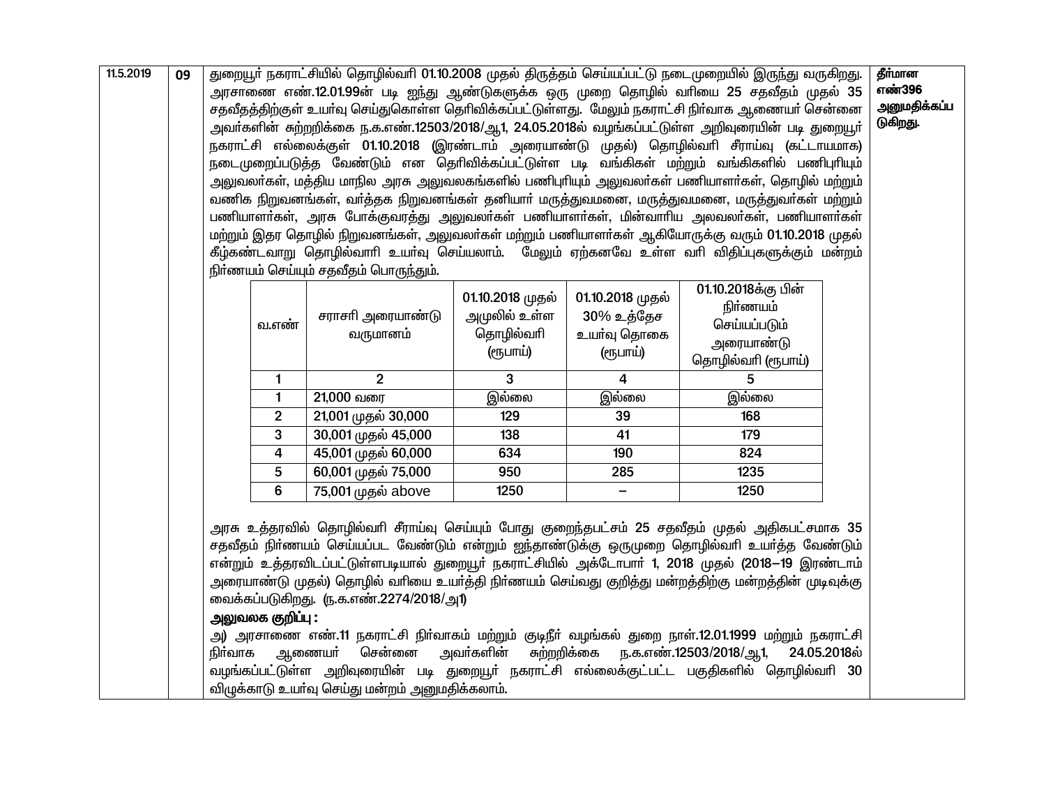| 11.5.2019 | 09 | துறையூர் நகராட்சியில் தொழில்வரி 01.10.2008 முதல் திருத்தம் செய்யப்பட்டு நடைமுறையில் இருந்து வருகிறது. அரசாணை எண்.12.01.99ன் படி ஐந்து ஆண்டுகளுக்க ஒரு முறை தொழில் வரியை 25 சதவீதம் முதல் 35 சதவீதத்திற்குள் உயர்வு செய்துகொள்ள தெரிவிக்கப்பட்டுள்ளது. மேலும் நகராட்சி நிர்வாக ஆணையர் சென்னை அவர்களின் சுற்றறிக்கை ந.க.எண்.12503/2018/ஆ1, 24.05.2018ல் வழங்கப்பட்டுள்ள அறிவுரையின் படி துறையூர் நகராட்சி எல்லைக்குள் 01.10.2018 (இரண்டாம் அரையாண்டு முதல்) தொழில்வரி சீராய்வு (கட்டாயமாக) நடைமுறைப்படுத்த வேண்டும் என தெரிவிக்கப்பட்டுள்ள படி வங்கிகள் மற்றும் வங்கிகளில் பணிபுரியும் அலுவலர்கள், மத்திய மாநில அரசு அலுவலகங்களில் பணிபுரியும் அலுவலர்கள் பணியாளர்கள், தொழில் மற்றும் வணிக நிறுவனங்கள், வர்த்தக நிறுவனங்கள் தனியார் மருத்துவமனை, மருத்துவமனை, மருத்துவர்கள் மற்றும் பணியாளர்கள், அரசு போக்குவரத்து அலுவலர்கள் பணியாளர்கள், மின்வாரிய அலவலர்கள், பணியாளர்கள் மற்றும் இதர தொழில் நிறுவனங்கள், அலுவலர்கள் மற்றும் பணியாளர்கள் ஆகியோருக்கு வரும் 01.10.2018 முதல் கீழ்கண்டவாறு தொழில்வாரி உயர்வு செய்யலாம். மேலும் ஏற்கனவே உள்ள வரி விதிப்புகளுக்கும் மன்றம் நிர்ணயம் செய்யும் சதவீதம் பொருந்தும். | தீர்மான எண்396 அனுமதிக்கப்ப டுகிறது. |
|---|---|---|---|

| வ.எண் | சராசரி அரையாண்டு வருமானம் | 01.10.2018 முதல் அமுலில் உள்ள தொழில்வரி (ரூபாய்) | 01.10.2018 முதல் 30% உத்தேச உயர்வு தொகை (ரூபாய்) | 01.10.2018க்கு பின் நிர்ணயம் செய்யப்படும் அரையாண்டு தொழில்வரி (ரூபாய்) |
|---|---|---|---|---|
| 1 | 2 | 3 | 4 | 5 |
| 1 | 21,000 வரை | இல்லை | இல்லை | இல்லை |
| 2 | 21,001 முதல் 30,000 | 129 | 39 | 168 |
| 3 | 30,001 முதல் 45,000 | 138 | 41 | 179 |
| 4 | 45,001 முதல் 60,000 | 634 | 190 | 824 |
| 5 | 60,001 முதல் 75,000 | 950 | 285 | 1235 |
| 6 | 75,001 முதல் above | 1250 | – | 1250 |

அரசு உத்தரவில் தொழில்வரி சீராய்வு செய்யும் போது குறைந்தபட்சம் 25 சதவீதம் முதல் அதிகபட்சமாக 35 சதவீதம் நிர்ணயம் செய்யப்பட வேண்டும் என்றும் ஐந்தாண்டுக்கு ஒருமுறை தொழில்வரி உயர்த்த வேண்டும் என்றும் உத்தரவிடப்பட்டுள்ளபடியால் துறையூர் நகராட்சியில் அக்டோபர் 1, 2018 முதல் (2018–19 இரண்டாம் அரையாண்டு முதல்) தொழில் வரியை உயர்த்தி நிர்ணயம் செய்வது குறித்து மன்றத்திற்கு மன்றத்தின் முடிவுக்கு வைக்கப்படுகிறது. (ந.க.எண்.2274/2018/அ1)

**அலுவலக குறிப்பு :**

அ) அரசாணை எண்.11 நகராட்சி நிர்வாகம் மற்றும் குடிநீர் வழங்கல் துறை நாள்.12.01.1999 மற்றும் நகராட்சி நிர்வாக ஆணையர் சென்னை அவர்களின் சுற்றறிக்கை ந.க.எண்.12503/2018/ஆ1, 24.05.2018ல் வழங்கப்பட்டுள்ள அறிவுரையின் படி துறையூர் நகராட்சி எல்லைக்குட்பட்ட பகுதிகளில் தொழில்வரி 30 விழுக்காடு உயர்வு செய்து மன்றம் அனுமதிக்கலாம்.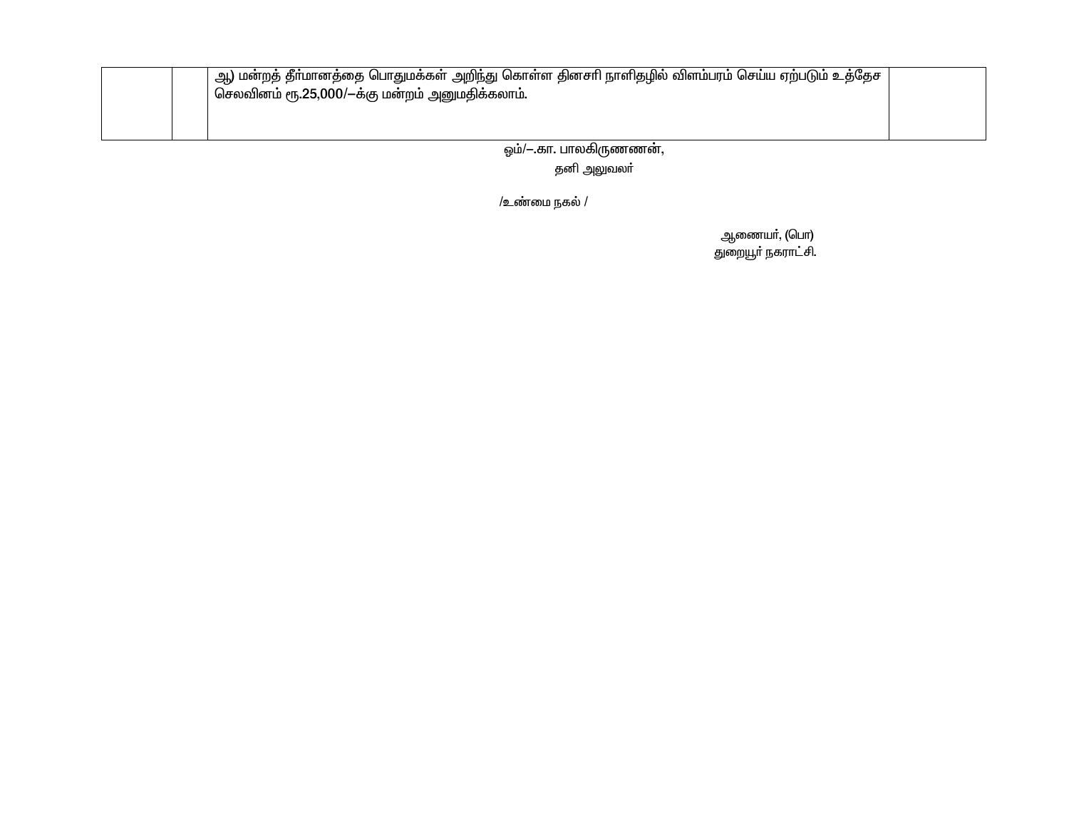| | | | |
|---|---|---|---|
| | | ஆ) மன்றத் தீர்மானத்தை பொதுமக்கள் அறிந்து கொள்ள தினசரி நாளிதழில் விளம்பரம் செய்ய ஏற்படும் உத்தேச செலவினம் ரூ.25,000/–க்கு மன்றம் அனுமதிக்கலாம். | |

ஒம்/–.கா. பாலகிருணணன்,
தனி அலுவலர்

/உண்மை நகல் /

ஆணையர், (பொ)
துறையூர் நகராட்சி.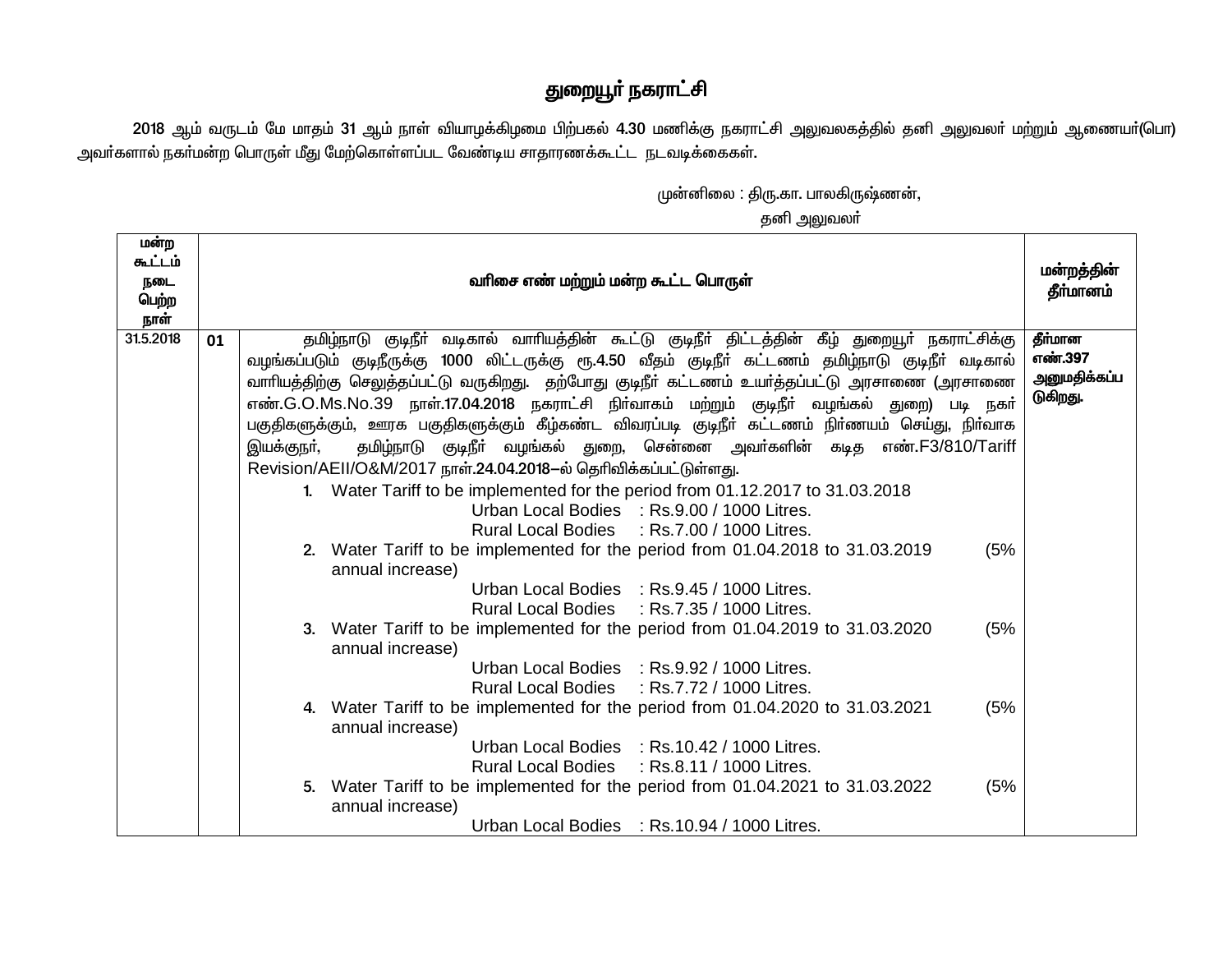# துறையூர் நகராட்சி

2018 ஆம் வருடம் மே மாதம் 31 ஆம் நாள் வியாழக்கிழமை பிற்பகல் 4.30 மணிக்கு நகராட்சி அலுவலகத்தில் தனி அலுவலர் மற்றும் ஆணையர்(பொ) அவர்களால் நகர்மன்ற பொருள் மீது மேற்கொள்ளப்பட வேண்டிய சாதாரணக்கூட்ட நடவடிக்கைகள்.

முன்னிலை : திரு.கா. பாலகிருஷ்ணன்,
தனி அலுவலர்

| மன்ற கூட்டம் நடை பெற்ற நாள் | வரிசை எண் மற்றும் மன்ற கூட்ட பொருள் | | மன்றத்தின் தீர்மானம் |
|---|---|---|---|
| 31.5.2018 | 01 | தமிழ்நாடு குடிநீர் வடிகால் வாரியத்தின் கூட்டு குடிநீர் திட்டத்தின் கீழ் துறையூர் நகராட்சிக்கு வழங்கப்படும் குடிநீருக்கு 1000 லிட்டருக்கு ரூ.4.50 வீதம் குடிநீர் கட்டணம் தமிழ்நாடு குடிநீர் வடிகால் வாரியத்திற்கு செலுத்தப்பட்டு வருகிறது. தற்போது குடிநீர் கட்டணம் உயர்த்தப்பட்டு அரசாணை (அரசாணை எண்.G.O.Ms.No.39 நாள்.17.04.2018 நகராட்சி நிர்வாகம் மற்றும் குடிநீர் வழங்கல் துறை) படி நகர் பகுதிகளுக்கும், ஊரக பகுதிகளுக்கும் கீழ்கண்ட விவரப்படி குடிநீர் கட்டணம் நிர்ணயம் செய்து, நிர்வாக இயக்குநர், தமிழ்நாடு குடிநீர் வழங்கல் துறை, சென்னை அவர்களின் கடித எண்.F3/810/Tariff Revision/AEII/O&M/2017 நாள்.24.04.2018–ல் தெரிவிக்கப்பட்டுள்ளது.<br>1. Water Tariff to be implemented for the period from 01.12.2017 to 31.03.2018<br>Urban Local Bodies : Rs.9.00 / 1000 Litres.<br>Rural Local Bodies : Rs.7.00 / 1000 Litres.<br>2. Water Tariff to be implemented for the period from 01.04.2018 to 31.03.2019 (5% annual increase)<br>Urban Local Bodies : Rs.9.45 / 1000 Litres.<br>Rural Local Bodies : Rs.7.35 / 1000 Litres.<br>3. Water Tariff to be implemented for the period from 01.04.2019 to 31.03.2020 (5% annual increase)<br>Urban Local Bodies : Rs.9.92 / 1000 Litres.<br>Rural Local Bodies : Rs.7.72 / 1000 Litres.<br>4. Water Tariff to be implemented for the period from 01.04.2020 to 31.03.2021 (5% annual increase)<br>Urban Local Bodies : Rs.10.42 / 1000 Litres.<br>Rural Local Bodies : Rs.8.11 / 1000 Litres.<br>5. Water Tariff to be implemented for the period from 01.04.2021 to 31.03.2022 (5% annual increase)<br>Urban Local Bodies : Rs.10.94 / 1000 Litres. | **தீர்மான எண்.397 அனுமதிக்கப்படுகிறது.** |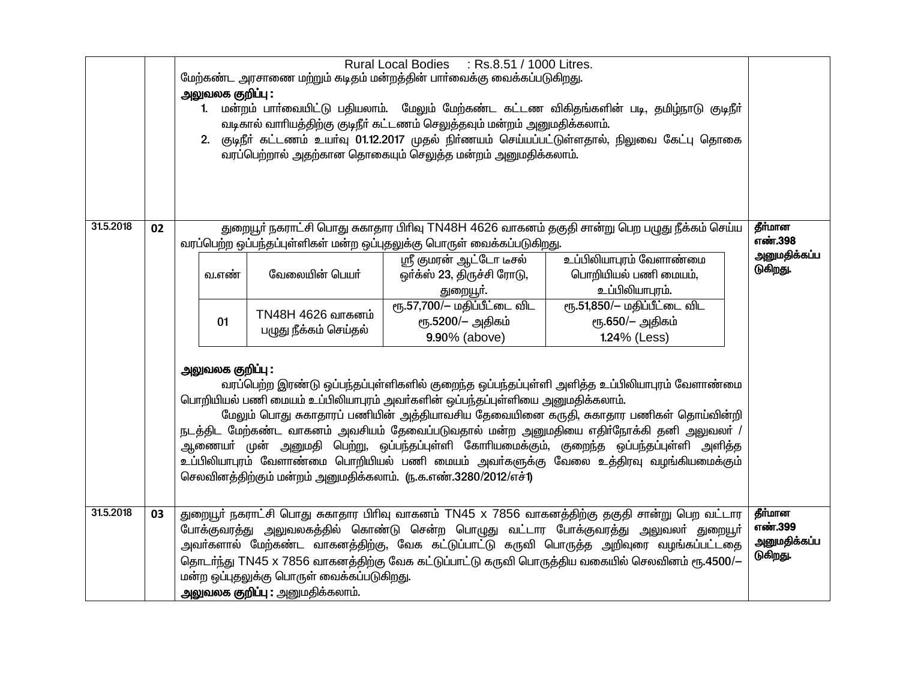| | | | |
|---|---|---|---|
| | | Rural Local Bodies : Rs.8.51 / 1000 Litres.<br>மேற்கண்ட அரசாணை மற்றும் கடிதம் மன்றத்தின் பார்வைக்கு வைக்கப்படுகிறது.<br>**அலுவலக குறிப்பு :**<br>1. மன்றம் பார்வையிட்டு பதியலாம். மேலும் மேற்கண்ட கட்டண விகிதங்களின் படி, தமிழ்நாடு குடிநீர் வடிகால் வாரியத்திற்கு குடிநீர் கட்டணம் செலுத்தவும் மன்றம் அனுமதிக்கலாம்.<br>2. குடிநீர் கட்டணம் உயர்வு 01.12.2017 முதல் நிர்ணயம் செய்யப்பட்டுள்ளதால், நிலுவை கேட்பு தொகை வரப்பெற்றால் அதற்கான தொகையும் செலுத்த மன்றம் அனுமதிக்கலாம். | |
| 31.5.2018 | **02** | துறையூர் நகராட்சி பொது சுகாதார பிரிவு TN48H 4626 வாகனம் தகுதி சான்று பெற பழுது நீக்கம் செய்ய வரப்பெற்ற ஒப்பந்தப்புள்ளிகள் மன்ற ஒப்புதலுக்கு பொருள் வைக்கப்படுகிறது.<br><br>வ.எண்: 01 — வேலையின் பெயர்: TN48H 4626 வாகனம் பழுது நீக்கம் செய்தல் — ஸ்ரீ குமரன் ஆட்டோ டீசல் ஒர்க்ஸ் 23, திருச்சி ரோடு, துறையூர்.: ரூ.57,700/– மதிப்பீட்டை விட ரூ.5200/– அதிகம் 9.90% (above) — உப்பிலியாபுரம் வேளாண்மை பொறியியல் பணி மையம், உப்பிலியாபுரம்.: ரூ.51,850/– மதிப்பீட்டை விட ரூ.650/– அதிகம் 1.24% (Less)<br><br>**அலுவலக குறிப்பு :**<br>வரப்பெற்ற இரண்டு ஒப்பந்தப்புள்ளிகளில் குறைந்த ஒப்பந்தப்புள்ளி அளித்த உப்பிலியாபுரம் வேளாண்மை பொறியியல் பணி மையம் உப்பிலியாபுரம் அவர்களின் ஒப்பந்தப்புள்ளியை அனுமதிக்கலாம்.<br>மேலும் பொது சுகாதாரப் பணியின் அத்தியாவசிய தேவையினை கருதி, சுகாதார பணிகள் தொய்வின்றி நடத்திட மேற்கண்ட வாகனம் அவசியம் தேவைப்படுவதால் மன்ற அனுமதியை எதிர்நோக்கி தனி அலுவலர் / ஆணையர் முன் அனுமதி பெற்று, ஒப்பந்தப்புள்ளி கோரியமைக்கும், குறைந்த ஒப்பந்தப்புள்ளி அளித்த உப்பிலியாபுரம் வேளாண்மை பொறியியல் பணி மையம் அவர்களுக்கு வேலை உத்திரவு வழங்கியமைக்கும் செலவினத்திற்கும் மன்றம் அனுமதிக்கலாம். (ந.க.எண்.3280/2012/எச்1) | **தீர்மான எண்.398 அனுமதிக்கப்படுகிறது.** |
| 31.5.2018 | **03** | துறையூர் நகராட்சி பொது சுகாதார பிரிவு வாகனம் TN45 x 7856 வாகனத்திற்கு தகுதி சான்று பெற வட்டார போக்குவரத்து அலுவலகத்தில் கொண்டு சென்ற பொழுது வட்டார போக்குவரத்து அலுவலர் துறையூர் அவர்களால் மேற்கண்ட வாகனத்திற்கு, வேக கட்டுப்பாட்டு கருவி பொருத்த அறிவுரை வழங்கப்பட்டதை தொடர்ந்து TN45 x 7856 வாகனத்திற்கு வேக கட்டுப்பாட்டு கருவி பொருத்திய வகையில் செலவினம் ரூ.4500/– மன்ற ஒப்புதலுக்கு பொருள் வைக்கப்படுகிறது.<br>**அலுவலக குறிப்பு :** அனுமதிக்கலாம். | **தீர்மான எண்.399 அனுமதிக்கப்படுகிறது.** |

| வ.எண் | வேலையின் பெயர் | ஸ்ரீ குமரன் ஆட்டோ டீசல் ஒர்க்ஸ் 23, திருச்சி ரோடு, துறையூர். | உப்பிலியாபுரம் வேளாண்மை பொறியியல் பணி மையம், உப்பிலியாபுரம். |
|---|---|---|---|
| 01 | TN48H 4626 வாகனம் பழுது நீக்கம் செய்தல் | ரூ.57,700/– மதிப்பீட்டை விட ரூ.5200/– அதிகம் 9.90% (above) | ரூ.51,850/– மதிப்பீட்டை விட ரூ.650/– அதிகம் 1.24% (Less) |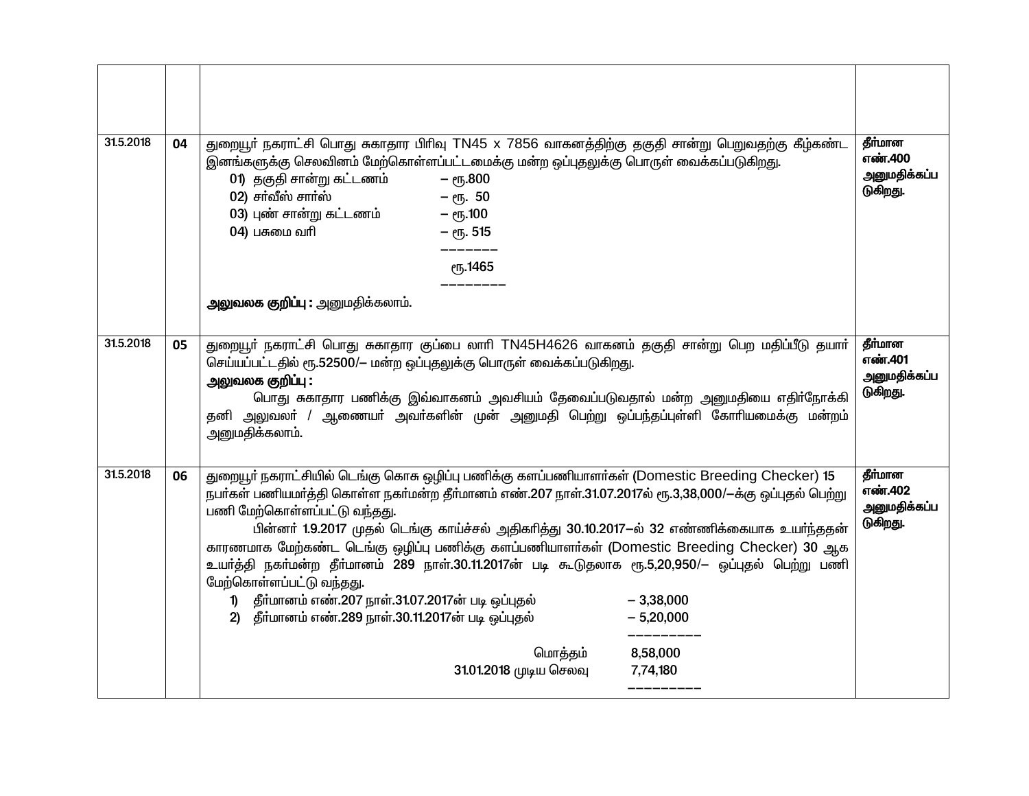| | | | |
|---|---|---|---|
| | | | |
| 31.5.2018 | **04** | துறையூர் நகராட்சி பொது சுகாதார பிரிவு TN45 x 7856 வாகனத்திற்கு தகுதி சான்று பெறுவதற்கு கீழ்கண்ட இனங்களுக்கு செலவினம் மேற்கொள்ளப்பட்டமைக்கு மன்ற ஒப்புதலுக்கு பொருள் வைக்கப்படுகிறது.<br>01) தகுதி சான்று கட்டணம் – ரூ.800<br>02) சர்வீஸ் சார்ஸ் – ரூ. 50<br>03) புண் சான்று கட்டணம் – ரூ.100<br>04) பசுமை வரி – ரூ. 515<br>––––––<br>ரூ.1465<br>–––––––<br>**அலுவலக குறிப்பு :** அனுமதிக்கலாம். | **தீர்மான எண்.400 அனுமதிக்கப்படுகிறது.** |
| 31.5.2018 | **05** | துறையூர் நகராட்சி பொது சுகாதார குப்பை லாரி TN45H4626 வாகனம் தகுதி சான்று பெற மதிப்பீடு தயார் செய்யப்பட்டதில் ரூ.52500/– மன்ற ஒப்புதலுக்கு பொருள் வைக்கப்படுகிறது.<br>**அலுவலக குறிப்பு :**<br>பொது சுகாதார பணிக்கு இவ்வாகனம் அவசியம் தேவைப்படுவதால் மன்ற அனுமதியை எதிர்நோக்கி தனி அலுவலர் / ஆணையர் அவர்களின் முன் அனுமதி பெற்று ஒப்பந்தப்புள்ளி கோரியமைக்கு மன்றம் அனுமதிக்கலாம். | **தீர்மான எண்.401 அனுமதிக்கப்படுகிறது.** |
| 31.5.2018 | **06** | துறையூர் நகராட்சியில் டெங்கு கொசு ஒழிப்பு பணிக்கு களப்பணியாளர்கள் (Domestic Breeding Checker) 15 நபர்கள் பணியமர்த்தி கொள்ள நகர்மன்ற தீர்மானம் எண்.207 நாள்.31.07.2017ல் ரூ.3,38,000/–க்கு ஒப்புதல் பெற்று பணி மேற்கொள்ளப்பட்டு வந்தது.<br>பின்னர் 1.9.2017 முதல் டெங்கு காய்ச்சல் அதிகரித்து 30.10.2017–ல் 32 எண்ணிக்கையாக உயர்ந்ததன் காரணமாக மேற்கண்ட டெங்கு ஒழிப்பு பணிக்கு களப்பணியாளர்கள் (Domestic Breeding Checker) 30 ஆக உயர்த்தி நகர்மன்ற தீர்மானம் 289 நாள்.30.11.2017ன் படி கூடுதலாக ரூ.5,20,950/– ஒப்புதல் பெற்று பணி மேற்கொள்ளப்பட்டு வந்தது.<br>1) தீர்மானம் எண்.207 நாள்.31.07.2017ன் படி ஒப்புதல் – 3,38,000<br>2) தீர்மானம் எண்.289 நாள்.30.11.2017ன் படி ஒப்புதல் – 5,20,000<br>––––––––<br>மொத்தம் 8,58,000<br>31.01.2018 முடிய செலவு 7,74,180<br>–––––––– | **தீர்மான எண்.402 அனுமதிக்கப்படுகிறது.** |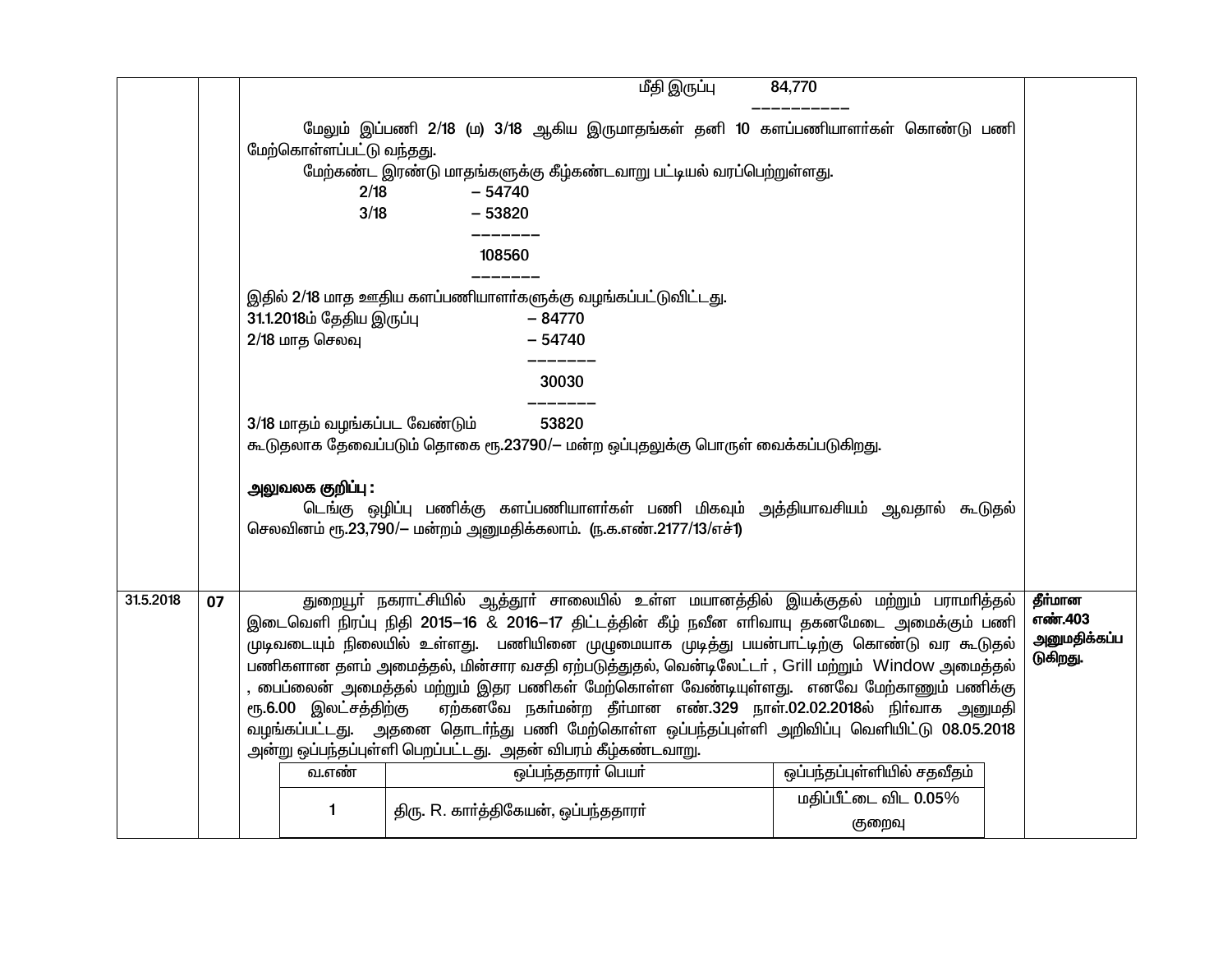| | | | |
|---|---|---|---|
| | 07 | மீதி இருப்பு 84,770<br>——————<br>மேலும் இப்பணி 2/18 (ம) 3/18 ஆகிய இருமாதங்கள் தனி 10 களப்பணியாளர்கள் கொண்டு பணி மேற்கொள்ளப்பட்டு வந்தது.<br>மேற்கண்ட இரண்டு மாதங்களுக்கு கீழ்கண்டவாறு பட்டியல் வரப்பெற்றுள்ளது.<br>2/18 – 54740<br>3/18 – 53820<br>———<br>108560<br>———<br>இதில் 2/18 மாத ஊதிய களப்பணியாளர்களுக்கு வழங்கப்பட்டுவிட்டது.<br>31.1.2018ம் தேதிய இருப்பு – 84770<br>2/18 மாத செலவு – 54740<br>———<br>30030<br>———<br>3/18 மாதம் வழுங்கப்பட வேண்டும் 53820<br>கூடுதலாக தேவைப்படும் தொகை ரூ.23790/– மன்ற ஒப்புதலுக்கு பொருள் வைக்கப்படுகிறது.<br><br>**அலுவலக குறிப்பு :**<br>டெங்கு ஒழிப்பு பணிக்கு களப்பணியாளர்கள் பணி மிகவும் அத்தியாவசியம் ஆவதால் கூடுதல் செலவினம் ரூ.23,790/– மன்றம் அனுமதிக்கலாம். (ந.க.எண்.2177/13/எச்1) | |
| 31.5.2018 | 07 | துறையூர் நகராட்சியில் ஆத்தூர் சாலையில் உள்ள மயானத்தில் இயக்குதல் மற்றும் பராமரித்தல் இடைவெளி நிரப்பு நிதி 2015–16 & 2016–17 திட்டத்தின் கீழ் நவீன எரிவாயு தகனமேடை அமைக்கும் பணி முடிவடையும் நிலையில் உள்ளது. பணியினை முழுமையாக முடித்து பயன்பாட்டிற்கு கொண்டு வர கூடுதல் பணிகளான தளம் அமைத்தல், மின்சார வசதி ஏற்படுத்துதல், வெண்டிலேட்டர் , Grill மற்றும் Window அமைத்தல் , பைப்லைன் அமைத்தல் மற்றும் இதர பணிகள் மேற்கொள்ள வேண்டியுள்ளது. எனவே மேற்காணும் பணிக்கு ரூ.6.00 இலட்சத்திற்கு ஏற்கனவே நகர்மன்ற தீர்மான எண்.329 நாள்.02.02.2018ல் நிர்வாக அனுமதி வழங்கப்பட்டது. அதனை தொடர்ந்து பணி மேற்கொள்ள ஒப்பந்தப்புள்ளி அறிவிப்பு வெளியிட்டு 08.05.2018 அன்று ஒப்பந்தப்புள்ளி பெறப்பட்டது. அதன் விபரம் கீழ்கண்டவாறு.<br><br>வ.எண் \| ஒப்பந்ததாரா் பெயா் \| ஒப்பந்தப்புள்ளியில் சதவீதம்<br>1 \| திரு. R. கார்த்திகேயன், ஒப்பந்ததாரா் \| மதிப்பீட்டை விட 0.05% குறைவு | **தீர்மான எண்.403 அனுமதிக்கப்படுகிறது.** |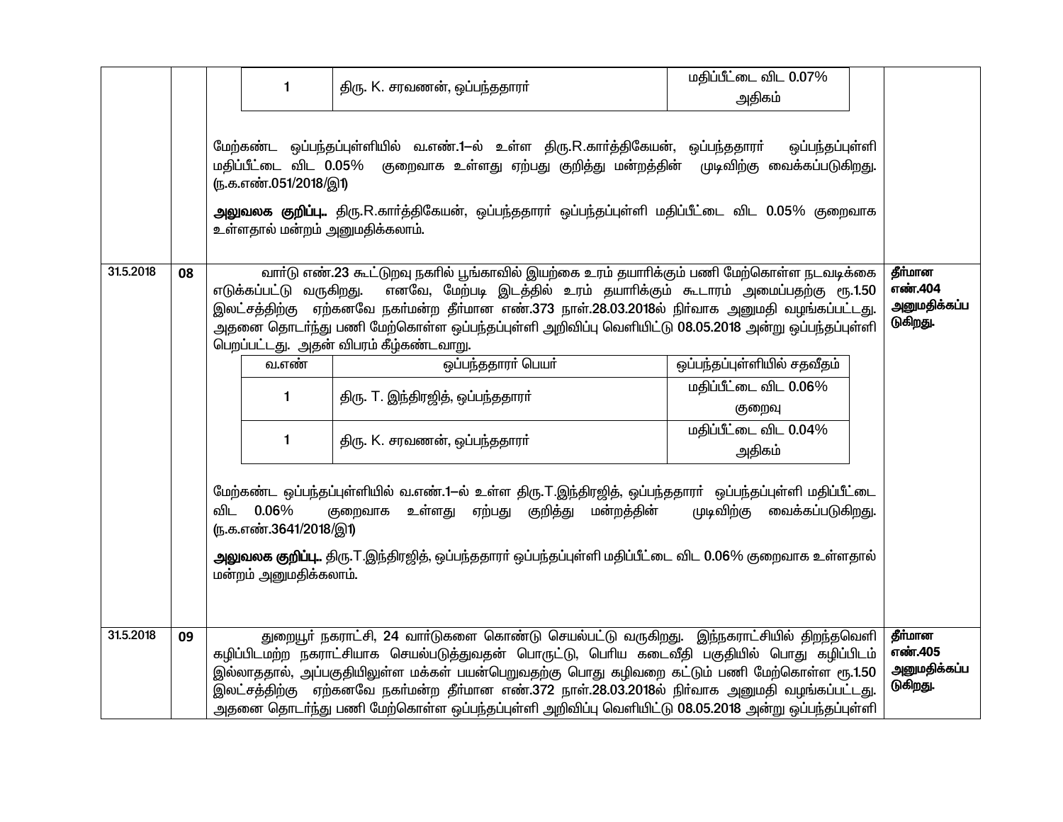| | | | |
|---|---|---|---|
| | | \| 1 \| திரு. K. சரவணன், ஒப்பந்ததாரர் \| மதிப்பீட்டை விட 0.07% அதிகம் \|<br><br>மேற்கண்ட ஒப்பந்தப்புள்ளியில் வ.எண்.1–ல் உள்ள திரு.R.கார்த்திகேயன், ஒப்பந்ததாரர் ஒப்பந்தப்புள்ளி மதிப்பீட்டை விட 0.05% குறைவாக உள்ளது ஏற்பது குறித்து மன்றத்தின் முடிவிற்கு வைக்கப்படுகிறது. (ந.க.எண்.051/2018/இ1)<br><br>**அலுவலக குறிப்பு..** திரு.R.கார்த்திகேயன், ஒப்பந்ததாரர் ஒப்பந்தப்புள்ளி மதிப்பீட்டை விட 0.05% குறைவாக உள்ளதால் மன்றம் அனுமதிக்கலாம். | |
| 31.5.2018 | 08 | வார்டு எண்.23 கூட்டுறவு நகரில் பூங்காவில் இயற்கை உரம் தயாரிக்கும் பணி மேற்கொள்ள நடவடிக்கை எடுக்கப்பட்டு வருகிறது. எனவே, மேற்படி இடத்தில் உரம் தயாரிக்கும் கூடாரம் அமைப்பதற்கு ரூ.1.50 இலட்சத்திற்கு ஏற்கனவே நகர்மன்ற தீர்மான எண்.373 நாள்.28.03.2018ல் நிர்வாக அனுமதி வழங்கப்பட்டது. அதனை தொடர்ந்து பணி மேற்கொள்ள ஒப்பந்தப்புள்ளி அறிவிப்பு வெளியிட்டு 08.05.2018 அன்று ஒப்பந்தப்புள்ளி பெறப்பட்டது. அதன் விபரம் கீழ்கண்டவாறு.<br><br>\| வ.எண் \| ஒப்பந்ததாரர் பெயர் \| ஒப்பந்தப்புள்ளியில் சதவீதம் \|<br>\| 1 \| திரு. T. இந்திரஜித், ஒப்பந்ததாரர் \| மதிப்பீட்டை விட 0.06% குறைவு \|<br>\| 1 \| திரு. K. சரவணன், ஒப்பந்ததாரர் \| மதிப்பீட்டை விட 0.04% அதிகம் \|<br><br>மேற்கண்ட ஒப்பந்தப்புள்ளியில் வ.எண்.1–ல் உள்ள திரு.T.இந்திரஜித், ஒப்பந்ததாரர் ஒப்பந்தப்புள்ளி மதிப்பீட்டை விட 0.06% குறைவாக உள்ளது ஏற்பது குறித்து மன்றத்தின் முடிவிற்கு வைக்கப்படுகிறது. (ந.க.எண்.3641/2018/இ1)<br><br>**அலுவலக குறிப்பு..** திரு.T.இந்திரஜித், ஒப்பந்ததாரர் ஒப்பந்தப்புள்ளி மதிப்பீட்டை விட 0.06% குறைவாக உள்ளதால் மன்றம் அனுமதிக்கலாம். | **தீர்மான எண்.404 அனுமதிக்கப்படுகிறது.** |
| 31.5.2018 | 09 | துறையூர் நகராட்சி, 24 வார்டுகளை கொண்டு செயல்பட்டு வருகிறது. இந்நகராட்சியில் திறந்தவெளி கழிப்பிடமற்ற நகராட்சியாக செயல்படுத்துவதன் பொருட்டு, பெரிய கடைவீதி பகுதியில் பொது கழிப்பிடம் இல்லாததால், அப்பகுதியிலுள்ள மக்கள் பயன்பெறுவதற்கு பொது கழிவறை கட்டும் பணி மேற்கொள்ள ரூ.1.50 இலட்சத்திற்கு ஏற்கனவே நகர்மன்ற தீர்மான எண்.372 நாள்.28.03.2018ல் நிர்வாக அனுமதி வழங்கப்பட்டது. அதனை தொடர்ந்து பணி மேற்கொள்ள ஒப்பந்தப்புள்ளி அறிவிப்பு வெளியிட்டு 08.05.2018 அன்று ஒப்பந்தப்புள்ளி | **தீர்மான எண்.405 அனுமதிக்கப்படுகிறது.** |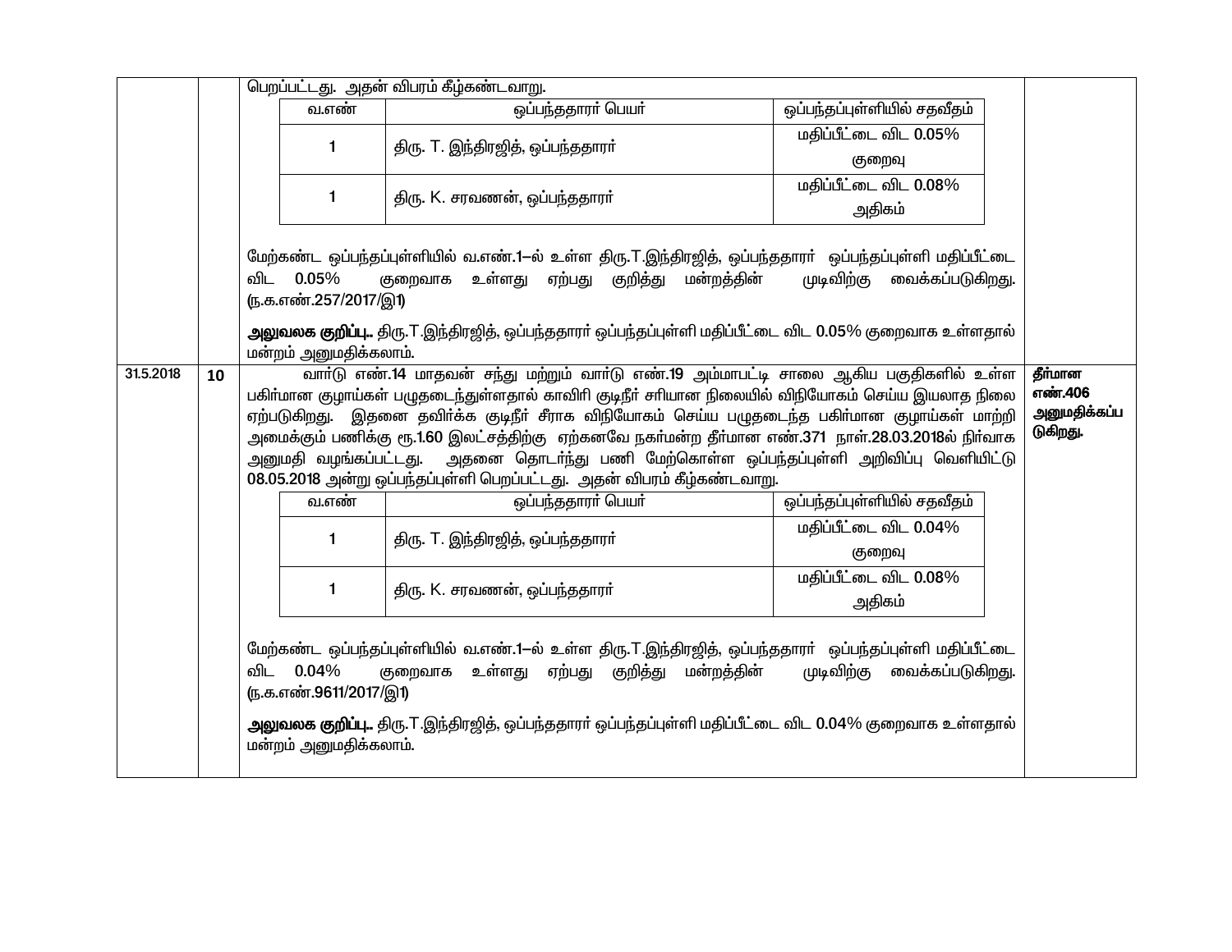| | | பெறப்பட்டது. அதன் விபரம் கீழ்கண்டவாறு.<br><br>வ.எண் \| ஒப்பந்ததாரர் பெயர் \| ஒப்பந்தப்புள்ளியில் சதவீதம்<br>1 \| திரு. T. இந்திரஜித், ஒப்பந்ததாரர் \| மதிப்பீட்டை விட 0.05% குறைவு<br>1 \| திரு. K. சரவணன், ஒப்பந்ததாரர் \| மதிப்பீட்டை விட 0.08% அதிகம்<br><br>மேற்கண்ட ஒப்பந்தப்புள்ளியில் வ.எண்.1–ல் உள்ள திரு.T.இந்திரஜித், ஒப்பந்ததாரர் ஒப்பந்தப்புள்ளி மதிப்பீட்டை விட 0.05% குறைவாக உள்ளது ஏற்பது குறித்து மன்றத்தின் முடிவிற்கு வைக்கப்படுகிறது. (ந.க.எண்.257/2017/இ1)<br><br>**அலுவலக குறிப்பு..** திரு.T.இந்திரஜித், ஒப்பந்ததாரர் ஒப்பந்தப்புள்ளி மதிப்பீட்டை விட 0.05% குறைவாக உள்ளதால் மன்றம் அனுமதிக்கலாம். | |
|---|---|---|---|
| 31.5.2018 | **10** | வார்டு எண்.14 மாதவன் சந்து மற்றும் வார்டு எண்.19 அம்மாபட்டி சாலை ஆகிய பகுதிகளில் உள்ள பகிர்மான குழாய்கள் பழுதடைந்துள்ளதால் காவிரி குடிநீர் சரியான நிலையில் விநியோகம் செய்ய இயலாத நிலை ஏற்படுகிறது. இதனை தவிர்க்க குடிநீர் சீராக விநியோகம் செய்ய பழுதடைந்த பகிர்மான குழாய்கள் மாற்றி அமைக்கும் பணிக்கு ரூ.1.60 இலட்சத்திற்கு ஏற்கனவே நகர்மன்ற தீர்மான எண்.371 நாள்.28.03.2018ல் நிர்வாக அனுமதி வழங்கப்பட்டது. அதனை தொடர்ந்து பணி மேற்கொள்ள ஒப்பந்தப்புள்ளி அறிவிப்பு வெளியிட்டு 08.05.2018 அன்று ஒப்பந்தப்புள்ளி பெறப்பட்டது. அதன் விபரம் கீழ்கண்டவாறு.<br><br>வ.எண் \| ஒப்பந்ததாரர் பெயர் \| ஒப்பந்தப்புள்ளியில் சதவீதம்<br>1 \| திரு. T. இந்திரஜித், ஒப்பந்ததாரர் \| மதிப்பீட்டை விட 0.04% குறைவு<br>1 \| திரு. K. சரவணன், ஒப்பந்ததாரர் \| மதிப்பீட்டை விட 0.08% அதிகம்<br><br>மேற்கண்ட ஒப்பந்தப்புள்ளியில் வ.எண்.1–ல் உள்ள திரு.T.இந்திரஜித், ஒப்பந்ததாரர் ஒப்பந்தப்புள்ளி மதிப்பீட்டை விட 0.04% குறைவாக உள்ளது ஏற்பது குறித்து மன்றத்தின் முடிவிற்கு வைக்கப்படுகிறது. (ந.க.எண்.9611/2017/இ1)<br><br>**அலுவலக குறிப்பு..** திரு.T.இந்திரஜித், ஒப்பந்ததாரர் ஒப்பந்தப்புள்ளி மதிப்பீட்டை விட 0.04% குறைவாக உள்ளதால் மன்றம் அனுமதிக்கலாம். | **தீர்மான எண்.406 அனுமதிக்கப்படுகிறது.** |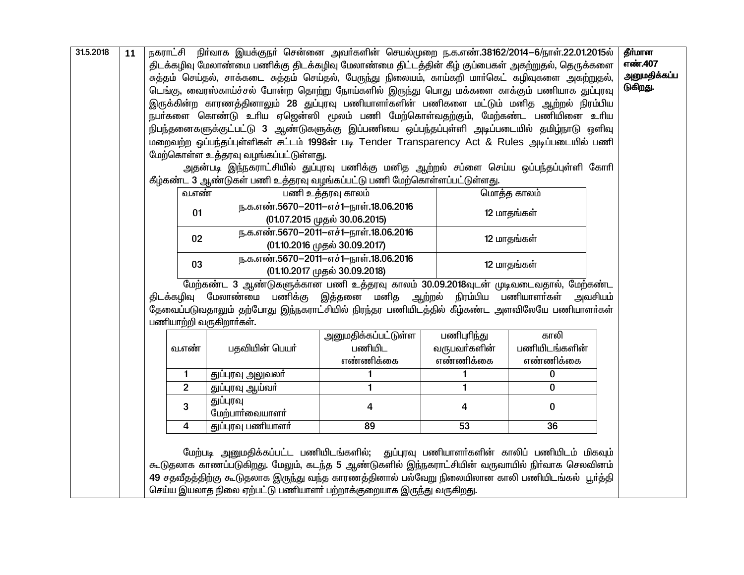| 31.5.2018 | 11 | நகராட்சி நிர்வாக இயக்குநர் சென்னை அவர்களின் செயல்முறை ந.க.எண்.38162/2014–6/நாள்.22.01.2015ல் திடக்கழிவு மேலாண்மை பணிக்கு திடக்கழிவு மேலாண்மை திட்டத்தின் கீழ் குப்பைகள் அகற்றுதல், தெருக்களை சுத்தம் செய்தல், சாக்கடை சுத்தம் செய்தல், பேருந்து நிலையம், காய்கறி மார்கெட் கழிவுகளை அகற்றுதல், டெங்கு, வைரஸ்காய்ச்சல் போன்ற தொற்று நோய்களில் இருந்து பொது மக்களை காக்கும் பணியாக துப்புரவு இருக்கின்ற காரணத்தினாலும் 28 துப்புரவு பணியாளர்களின் பணிகளை மட்டும் மனித ஆற்றல் நிரம்பிய நபர்களை கொண்டு உரிய ஏஜென்ஸி மூலம் பணி மேற்கொள்வதற்கும், மேற்கண்ட பணியினை உரிய நிபந்தனைகளுக்குட்பட்டு 3 ஆண்டுகளுக்கு இப்பணியை ஒப்பந்தப்புள்ளி அடிப்படையில் தமிழ்நாடு ஒளிவு மறைவற்ற ஒப்பந்தப்புள்ளிகள் சட்டம் 1998ன் படி Tender Transparency Act & Rules அடிப்படையில் பணி மேற்கொள்ள உத்தரவு வழங்கப்பட்டுள்ளது. | தீர்மான எண்.407 அனுமதிக்கப்படுகிறது. |
|---|---|---|---|

அதன்படி இந்நகராட்சியில் துப்புரவு பணிக்கு மனித ஆற்றல் சப்ளை செய்ய ஒப்பந்தப்புள்ளி கோரி கீழ்கண்ட 3 ஆண்டுகள் பணி உத்தரவு வழங்கப்பட்டு பணி மேற்கொள்ளப்பட்டுள்ளது.

| வ.எண் | பணி உத்தரவு காலம் | மொத்த காலம் |
|---|---|---|
| 01 | ந.க.எண்.5670–2011–எச்1–நாள்.18.06.2016 (01.07.2015 முதல் 30.06.2015) | 12 மாதங்கள் |
| 02 | ந.க.எண்.5670–2011–எச்1–நாள்.18.06.2016 (01.10.2016 முதல் 30.09.2017) | 12 மாதங்கள் |
| 03 | ந.க.எண்.5670–2011–எச்1–நாள்.18.06.2016 (01.10.2017 முதல் 30.09.2018) | 12 மாதங்கள் |

மேற்கண்ட 3 ஆண்டுகளுக்கான பணி உத்தரவு காலம் 30.09.2018வுடன் முடிவடைவதால், மேற்கண்ட திடக்கழிவு மேலாண்மை பணிக்கு இத்தனை மனித ஆற்றல் நிரம்பிய பணியாளர்கள் அவசியம் தேவைப்படுவதாலும் தற்போது இந்நகராட்சியில் நிரந்தர பணியிடத்தில் கீழ்கண்ட அளவிலேயே பணியாளர்கள் பணியாற்றி வருகிறார்கள்.

| வ.எண் | பதவியின் பெயர் | அனுமதிக்கப்பட்டுள்ள பணியிட எண்ணிக்கை | பணிபுரிந்து வருபவர்களின் எண்ணிக்கை | காலி பணியிடங்களின் எண்ணிக்கை |
|---|---|---|---|---|
| 1 | துப்புரவு அலுவலர் | 1 | 1 | 0 |
| 2 | துப்புரவு ஆய்வர் | 1 | 1 | 0 |
| 3 | துப்புரவு மேற்பார்வையாளர் | 4 | 4 | 0 |
| 4 | துப்புரவு பணியாளர் | 89 | 53 | 36 |

மேற்படி அனுமதிக்கப்பட்ட பணியிடங்களில்; துப்புரவு பணியாளர்களின் காலிப் பணியிடம் மிகவும் கூடுதலாக காணப்படுகிறது. மேலும், கடந்த 5 ஆண்டுகளில் இந்நகராட்சியின் வருவாயில் நிர்வாக செலவினம் 49 சதவீதத்திற்கு கூடுதலாக இருந்து வந்த காரணத்தினால் பல்வேறு நிலையிலான காலி பணியிடங்கல் பூர்த்தி செய்ய இயலாத நிலை ஏற்பட்டு பணியாளர் பற்றாக்குறையாக இருந்து வருகிறது.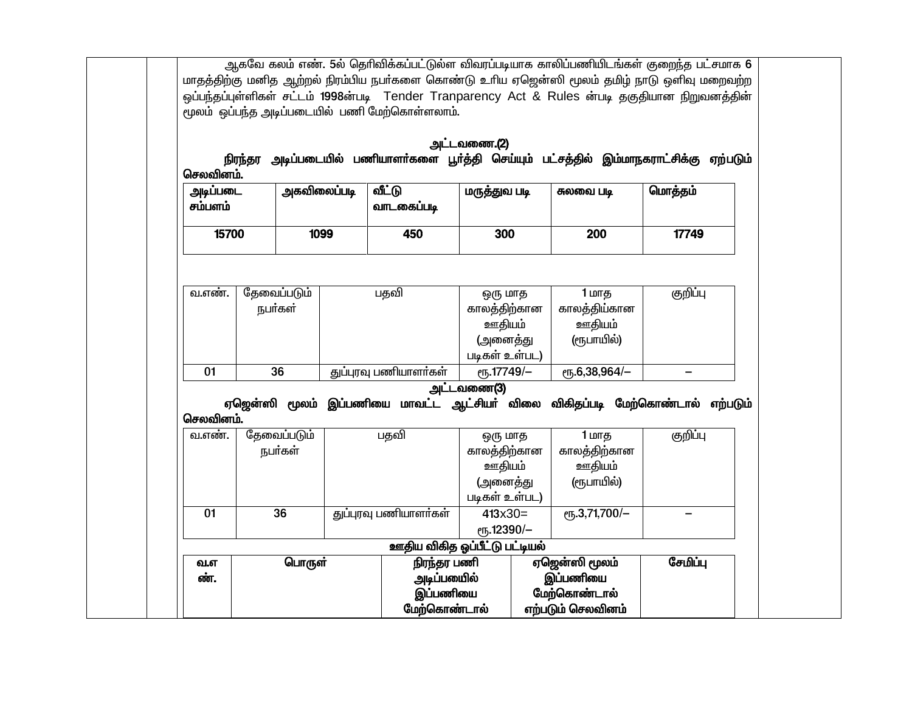ஆகவே கலம் எண். 5ல் தெரிவிக்கப்பட்டுள்ள விவரப்படியாக காலிப்பணியிடங்கள் குறைந்த பட்சமாக 6 மாதத்திற்கு மனித ஆற்றல் நிரம்பிய நபர்களை கொண்டு உரிய ஏஜென்ஸி மூலம் தமிழ் நாடு ஒளிவு மறைவற்ற ஒப்பந்தப்புள்ளிகள் சட்டம் 1998ன்படி Tender Tranparency Act & Rules ன்படி தகுதியான நிறுவனத்தின் மூலம் ஒப்பந்த அடிப்படையில் பணி மேற்கொள்ளலாம்.

**அட்டவணை.(2)**

**நிரந்தர அடிப்படையில் பணியாளர்களை பூர்த்தி செய்யும் பட்சத்தில் இம்மாநகராட்சிக்கு ஏற்படும் செலவினம்.**

| அடிப்படை சம்பளம் | அகவிலைப்படி | வீட்டு வாடகைப்படி | மருத்துவ படி | சுலவை படி | மொத்தம் |
|---|---|---|---|---|---|
| 15700 | 1099 | 450 | 300 | 200 | 17749 |

| வ.எண். | தேவைப்படும் நபர்கள் | பதவி | ஒரு மாத காலத்திற்கான ஊதியம் (அனைத்து படிகள் உள்பட) | 1 மாத காலத்திய்கான ஊதியம் (ரூபாயில்) | குறிப்பு |
|---|---|---|---|---|---|
| 01 | 36 | துப்புரவு பணியாளர்கள் | ரூ.17749/– | ரூ.6,38,964/– | – |

**அட்டவணை(3)**

**ஏஜென்ஸி மூலம் இப்பணியை மாவட்ட ஆட்சியர் விலை விகிதப்படி மேற்கொண்டால் எற்படும் செலவினம்.**

| வ.எண். | தேவைப்படும் நபர்கள் | பதவி | ஒரு மாத காலத்திற்கான ஊதியம் (அனைத்து படிகள் உள்பட) | 1 மாத காலத்திற்கான ஊதியம் (ரூபாயில்) | குறிப்பு |
|---|---|---|---|---|---|
| 01 | 36 | துப்புரவு பணியாளர்கள் | 413x30= ரூ.12390/– | ரூ.3,71,700/– | – |

**ஊதிய விகித ஒப்பீட்டு பட்டியல்**

| வ.எண். | பொருள் | நிரந்தர பணி அடிப்பயில் இப்பணியை மேற்கொண்டால் | ஏஜென்ஸி மூலம் இப்பணியை மேற்கொண்டால் எற்படும் செலவினம் | சேமிப்பு |
|---|---|---|---|---|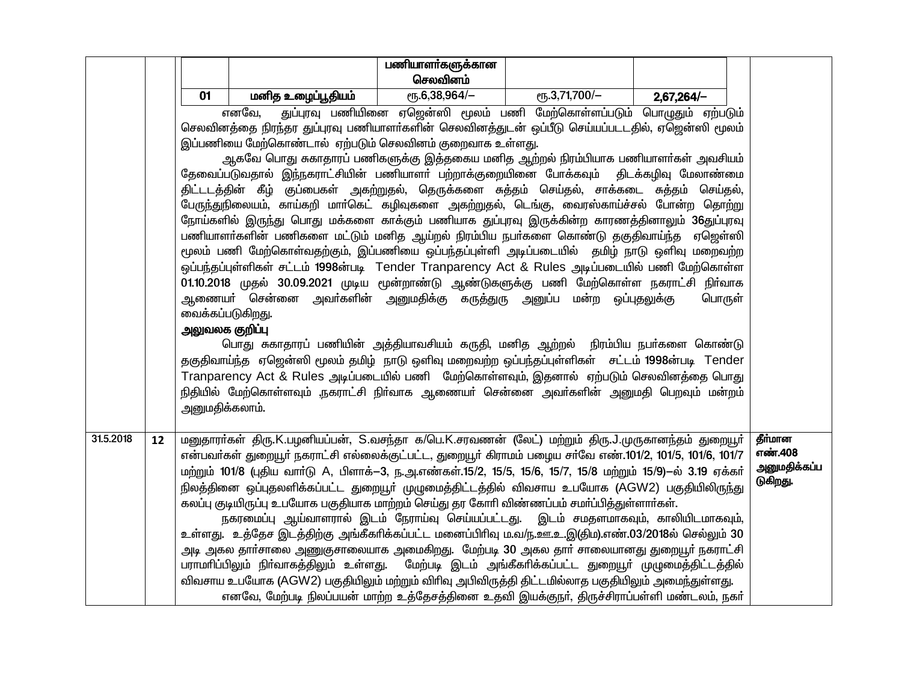| | | | | |
|---|---|---|---|---|
| | | பணியாளர்களுக்கான செலவினம் | | |
| 01 | மனித உழைப்பூதியம் | ரூ.6,38,964/— | ரூ.3,71,700/— | **2,67,264/—** |

எனவே, துப்புரவு பணியினை ஏஜென்ஸி மூலம் பணி மேற்கொள்ளப்படும் பொழுதும் ஏற்படும் செலவினத்தை நிரந்தர துப்புரவு பணியாளர்களின் செலவினத்துடன் ஒப்பீடு செய்யப்படட்டதில், ஏஜென்ஸி மூலம் இப்பணியை மேற்கொண்டால் ஏற்படும் செலவினம் குறைவாக உள்ளது.

ஆகவே பொது சுகாதாரப் பணிகளுக்கு இத்தகைய மனித ஆற்றல் நிரம்பியாக பணியாளர்கள் அவசியம் தேவைப்படுவதால் இந்நகராட்சியின் பணியாளர் பற்றாக்குறையினை போக்கவும் திடக்கழிவு மேலாண்மை திட்டடத்தின் கீழ் குப்பைகள் அகற்றுதல், தெருக்களை சுத்தம் செய்தல், சாக்கடை சுத்தம் செய்தல், பேருந்துநிலையம், காய்கறி மார்கெட் கழிவுகளை அகற்றுதல், டெங்கு, வைரஸ்காய்ச்சல் போன்ற தொற்று நோய்களில் இருந்து பொது மக்களை காக்கும் பணியாக துப்புரவு இருக்கின்ற காரணத்தினாலும் 36துப்புரவு பணியாளர்களின் பணிகளை மட்டும் மனித ஆய்றல் நிரம்பிய நபர்களை கொண்டு தகுதிவாய்ந்த ஏஜென்ஸி மூலம் பணி மேற்கொள்வதற்கும், இப்பணியை ஒப்பந்தப்புள்ளி அடிப்படையில் தமிழ் நாடு ஒளிவு மறைவற்ற ஒப்பந்தப்புள்ளிகள் சட்டம் 1998ன்படி Tender Tranparency Act & Rules அடிப்படையில் பணி மேற்கொள்ள 01.10.2018 முதல் 30.09.2021 முடிய மூன்றாண்டு ஆண்டுகளுக்கு பணி மேற்கொள்ள நகராட்சி நிர்வாக ஆணையர் சென்னை அவர்களின் அனுமதிக்கு கருத்துரு அனுப்ப மன்ற ஒப்புதலுக்கு பொருள் வைக்கப்படுகிறது.

**அலுவலக குறிப்பு**

பொது சுகாதாரப் பணியின் அத்தியாவசியம் கருதி, மனித ஆற்றல் நிரம்பிய நபர்களை கொண்டு தகுதிவாய்ந்த ஏஜென்ஸி மூலம் தமிழ் நாடு ஒளிவு மறைவற்ற ஒப்பந்தப்புள்ளிகள் சட்டம் 1998ன்படி Tender Tranparency Act & Rules அடிப்படையில் பணி மேற்கொள்ளவும், இதனால் ஏற்படும் செலவினத்தை பொது நிதியில் மேற்கொள்ளவும் ,நகராட்சி நிர்வாக ஆணையர் சென்னை அவர்களின் அனுமதி பெறவும் மன்றம் அனுமதிக்கலாம்.

| | | | |
|---|---|---|---|
| 31.5.2018 | 12 | மனுதாரா்கள் திரு.K.பழனியப்பன், S.வசந்தா க/பெ.K.சரவணன் (லேட்) மற்றும் திரு.J.முருகானந்தம் துறையூர் என்பவர்கள் துறையூர் நகராட்சி எல்லைக்குட்பட்ட, துறையூர் கிராமம் பழைய சர்வே எண்.101/2, 101/5, 101/6, 101/7 மற்றும் 101/8 (புதிய வார்டு A, பிளாக்–3, ந.அ.எண்கள்.15/2, 15/5, 15/6, 15/7, 15/8 மற்றும் 15/9)–ல் 3.19 ஏக்கர் நிலத்தினை ஒப்புதலளிக்கப்பட்ட துறையூர் முழுமைத்திட்டத்தில் விவசாய உபயோக (AGW2) பகுதியிலிருந்து கலப்பு குடியிருப்பு உபயோக பகுதியாக மாற்றம் செய்து தர கோரி விண்ணப்பம் சமர்ப்பித்துள்ளார்கள்.<br>நகரமைப்பு ஆய்வாளரால் இடம் நேராய்வு செய்யப்பட்டது. இடம் சமதளமாகவும், காலியிடமாகவும், உள்ளது. உத்தேச இடத்திற்கு அங்கீகரிக்கப்பட்ட மனைப்பிரிவு ம.வ/ந.ஊ.உ.இ(திம).எண்.03/2018ல் செல்லும் 30 அடி அகல தார்சாலை அணுகுசாலையாக அமைகிறது. மேற்படி 30 அகல தார் சாலையானது துறையூர் நகராட்சி பராமரிப்பிலும் நிர்வாகத்திலும் உள்ளது. மேற்படி இடம் அங்கீகரிக்கப்பட்ட துறையூர் முழுமைத்திட்டத்தில் விவசாய உபயோக (AGW2) பகுதியிலும் மற்றும் விரிவு அபிவிருத்தி திட்டமில்லாத பகுதியிலும் அமைந்துள்ளது.<br>எனவே, மேற்படி நிலப்பயன் மாற்ற உத்தேசத்தினை உதவி இயக்குநர், திருச்சிராப்பள்ளி மண்டலம், நகர் | **தீர்மான எண்.408 அனுமதிக்கப்படுகிறது.** |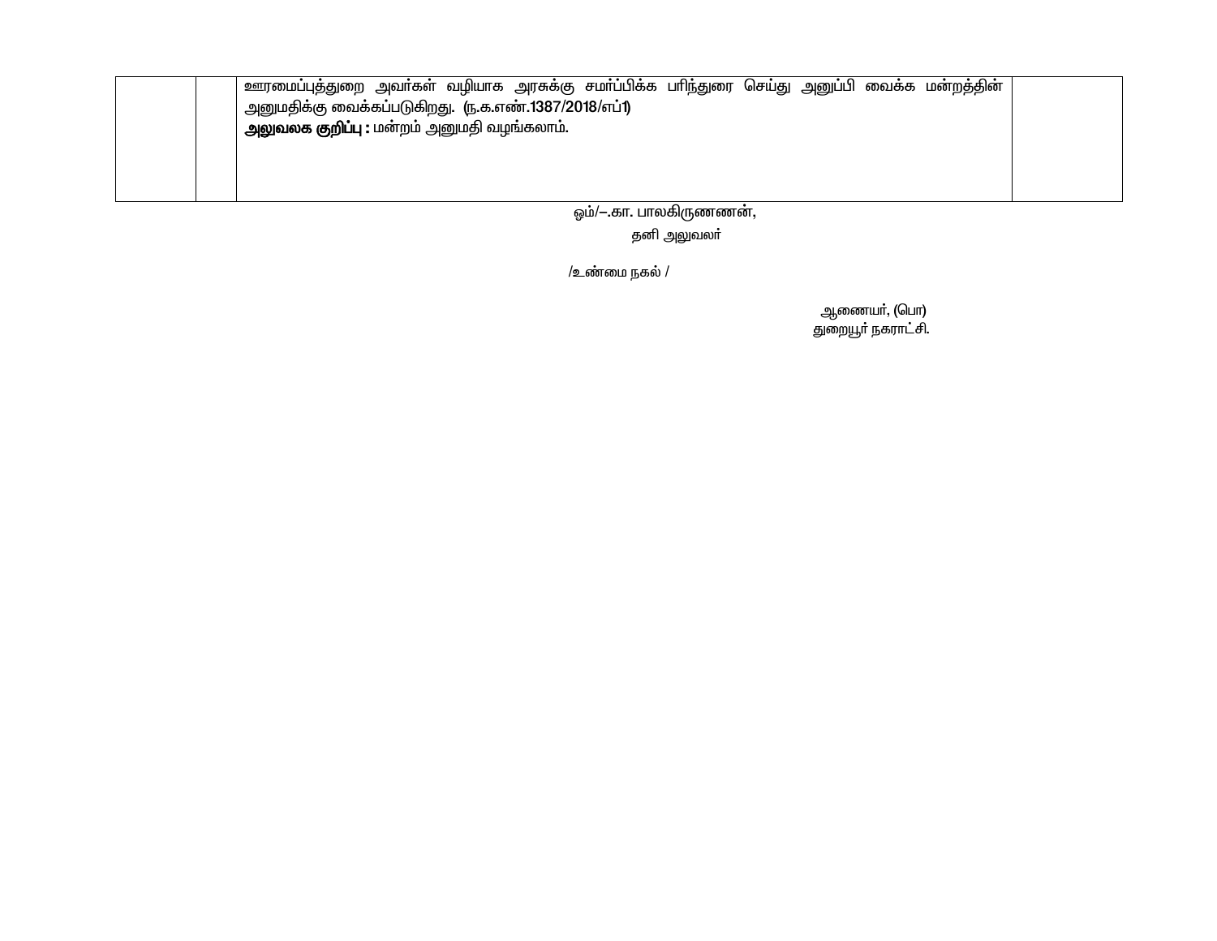| | | | |
|---|---|---|---|
| | | ஊரமைப்புத்துறை அவர்கள் வழியாக அரசுக்கு சமர்ப்பிக்க பரிந்துரை செய்து அனுப்பி வைக்க மன்றத்தின் அனுமதிக்கு வைக்கப்படுகிறது. (ந.க.எண்.1387/2018/எப்1)<br>**அலுவலக குறிப்பு :** மன்றம் அனுமதி வழங்கலாம். | |

ஒம்/—.கா. பாலகிருணணன்,

தனி அலுவலர்

/உண்மை நகல் /

ஆணையர், (பொ)

துறையூர் நகராட்சி.